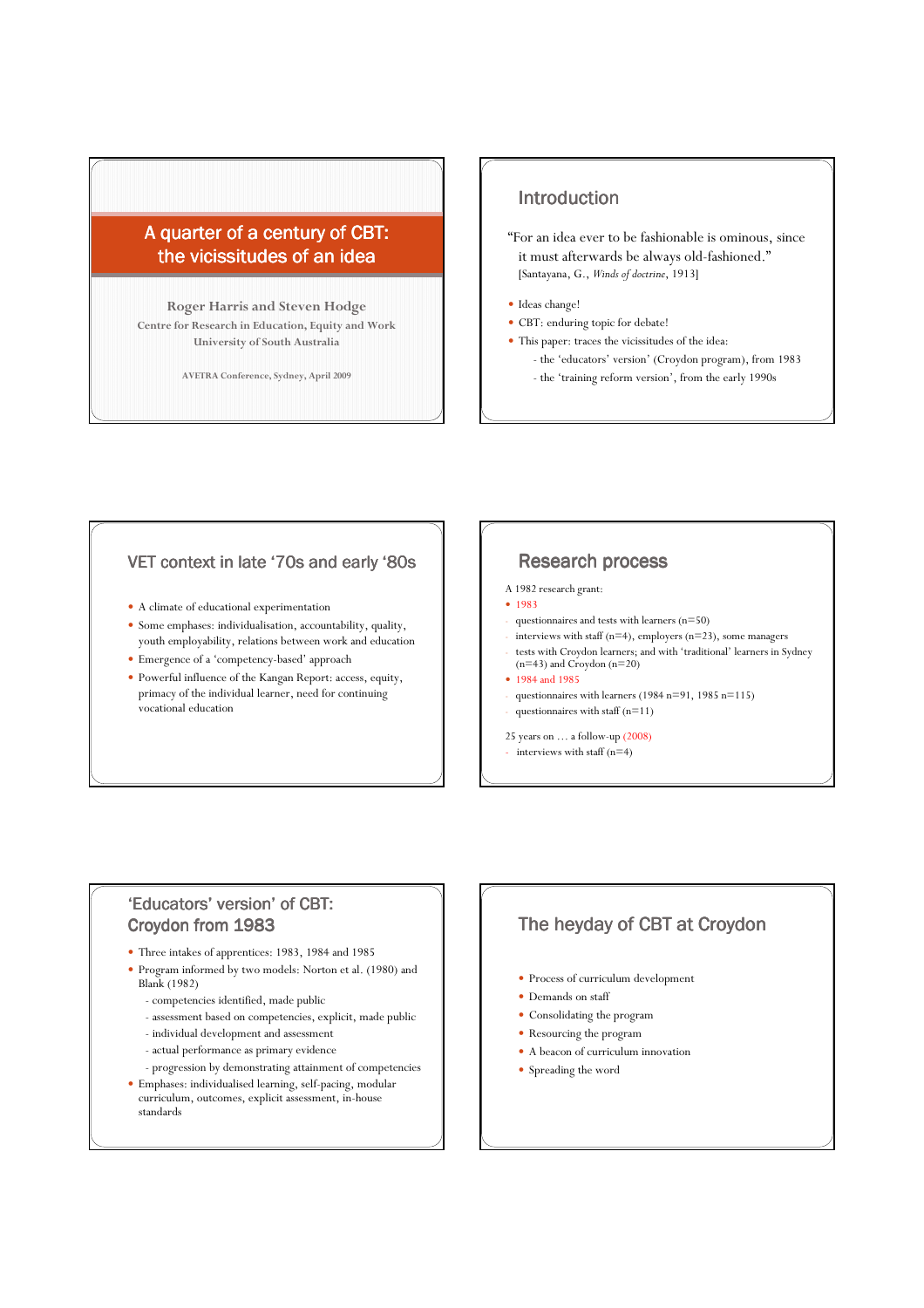# A quarter of a century of CBT: the vicissitudes of an idea

**Roger Harris and Steven Hodge**

Centre for Research in Education, Equity and Work

University of South Australia

AVETRA Conference, Sydney, April 2009

## Introduction

"For an idea ever to be fashionable is ominous, since it must afterwards be always old-fashioned."
[Santayana, G., *Winds of doctrine*, 1913]

- Ideas change!
- CBT: enduring topic for debate!
- This paper: traces the vicissitudes of the idea:
  - the 'educators' version' (Croydon program), from 1983
  - the 'training reform version', from the early 1990s

## VET context in late '70s and early '80s

- A climate of educational experimentation
- Some emphases: individualisation, accountability, quality, youth employability, relations between work and education
- Emergence of a 'competency-based' approach
- Powerful influence of the Kangan Report: access, equity, primacy of the individual learner, need for continuing vocational education

## Research process

A 1982 research grant:

- 1983
  - questionnaires and tests with learners (n=50)
  - interviews with staff (n=4), employers (n=23), some managers
  - tests with Croydon learners; and with 'traditional' learners in Sydney (n=43) and Croydon (n=20)
- 1984 and 1985
  - questionnaires with learners (1984 n=91, 1985 n=115)
  - questionnaires with staff (n=11)

25 years on … a follow-up (2008)

- interviews with staff (n=4)

## 'Educators' version' of CBT: Croydon from 1983

- Three intakes of apprentices: 1983, 1984 and 1985
- Program informed by two models: Norton et al. (1980) and Blank (1982)
  - competencies identified, made public
  - assessment based on competencies, explicit, made public
  - individual development and assessment
  - actual performance as primary evidence
  - progression by demonstrating attainment of competencies
- Emphases: individualised learning, self-pacing, modular curriculum, outcomes, explicit assessment, in-house standards

## The heyday of CBT at Croydon

- Process of curriculum development
- Demands on staff
- Consolidating the program
- Resourcing the program
- A beacon of curriculum innovation
- Spreading the word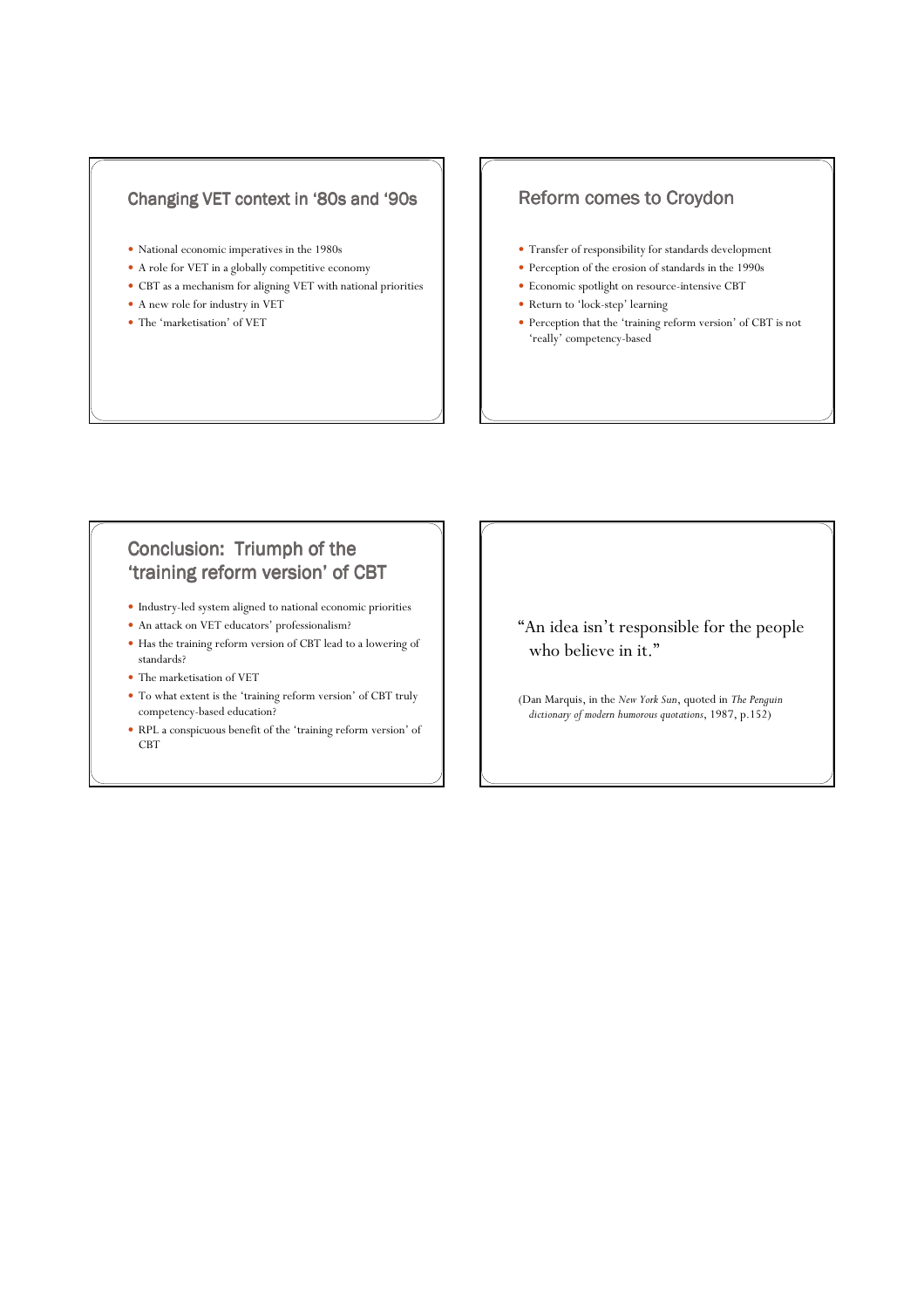## Changing VET context in '80s and '90s

- National economic imperatives in the 1980s
- A role for VET in a globally competitive economy
- CBT as a mechanism for aligning VET with national priorities
- A new role for industry in VET
- The 'marketisation' of VET

## Reform comes to Croydon

- Transfer of responsibility for standards development
- Perception of the erosion of standards in the 1990s
- Economic spotlight on resource-intensive CBT
- Return to 'lock-step' learning
- Perception that the 'training reform version' of CBT is not 'really' competency-based

## Conclusion: Triumph of the 'training reform version' of CBT

- Industry-led system aligned to national economic priorities
- An attack on VET educators' professionalism?
- Has the training reform version of CBT lead to a lowering of standards?
- The marketisation of VET
- To what extent is the 'training reform version' of CBT truly competency-based education?
- RPL a conspicuous benefit of the 'training reform version' of CBT

"An idea isn't responsible for the people who believe in it."

(Dan Marquis, in the *New York Sun*, quoted in *The Penguin dictionary of modern humorous quotations*, 1987, p.152)